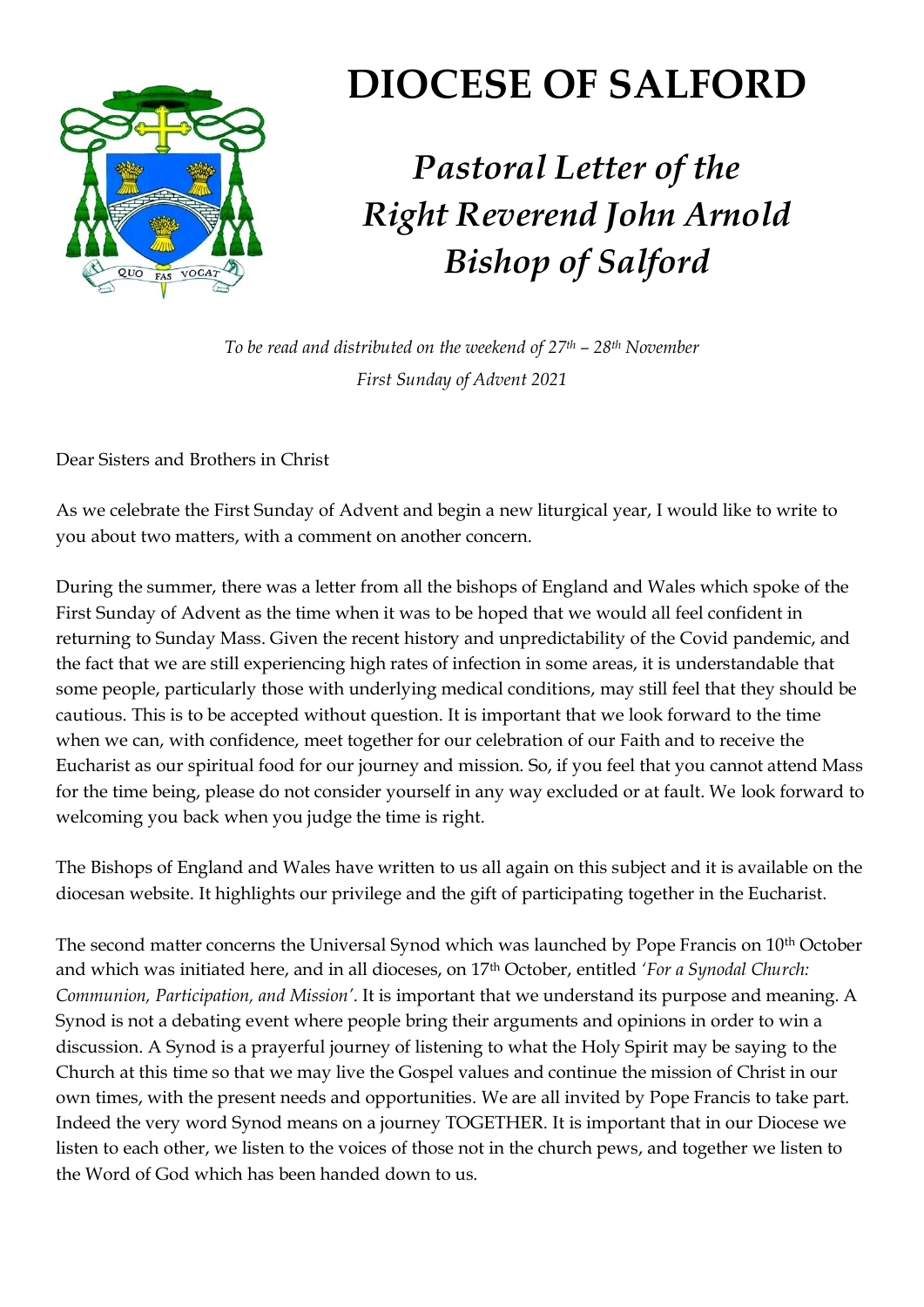# DIOCESE OF SALFORD

## *Pastoral Letter of the Right Reverend John Arnold Bishop of Salford*

*To be read and distributed on the weekend of 27th – 28th November*
*First Sunday of Advent 2021*

Dear Sisters and Brothers in Christ

As we celebrate the First Sunday of Advent and begin a new liturgical year, I would like to write to you about two matters, with a comment on another concern.

During the summer, there was a letter from all the bishops of England and Wales which spoke of the First Sunday of Advent as the time when it was to be hoped that we would all feel confident in returning to Sunday Mass. Given the recent history and unpredictability of the Covid pandemic, and the fact that we are still experiencing high rates of infection in some areas, it is understandable that some people, particularly those with underlying medical conditions, may still feel that they should be cautious. This is to be accepted without question. It is important that we look forward to the time when we can, with confidence, meet together for our celebration of our Faith and to receive the Eucharist as our spiritual food for our journey and mission. So, if you feel that you cannot attend Mass for the time being, please do not consider yourself in any way excluded or at fault. We look forward to welcoming you back when you judge the time is right.

The Bishops of England and Wales have written to us all again on this subject and it is available on the diocesan website. It highlights our privilege and the gift of participating together in the Eucharist.

The second matter concerns the Universal Synod which was launched by Pope Francis on 10th October and which was initiated here, and in all dioceses, on 17th October, entitled *'For a Synodal Church: Communion, Participation, and Mission'*. It is important that we understand its purpose and meaning. A Synod is not a debating event where people bring their arguments and opinions in order to win a discussion. A Synod is a prayerful journey of listening to what the Holy Spirit may be saying to the Church at this time so that we may live the Gospel values and continue the mission of Christ in our own times, with the present needs and opportunities. We are all invited by Pope Francis to take part. Indeed the very word Synod means on a journey TOGETHER. It is important that in our Diocese we listen to each other, we listen to the voices of those not in the church pews, and together we listen to the Word of God which has been handed down to us.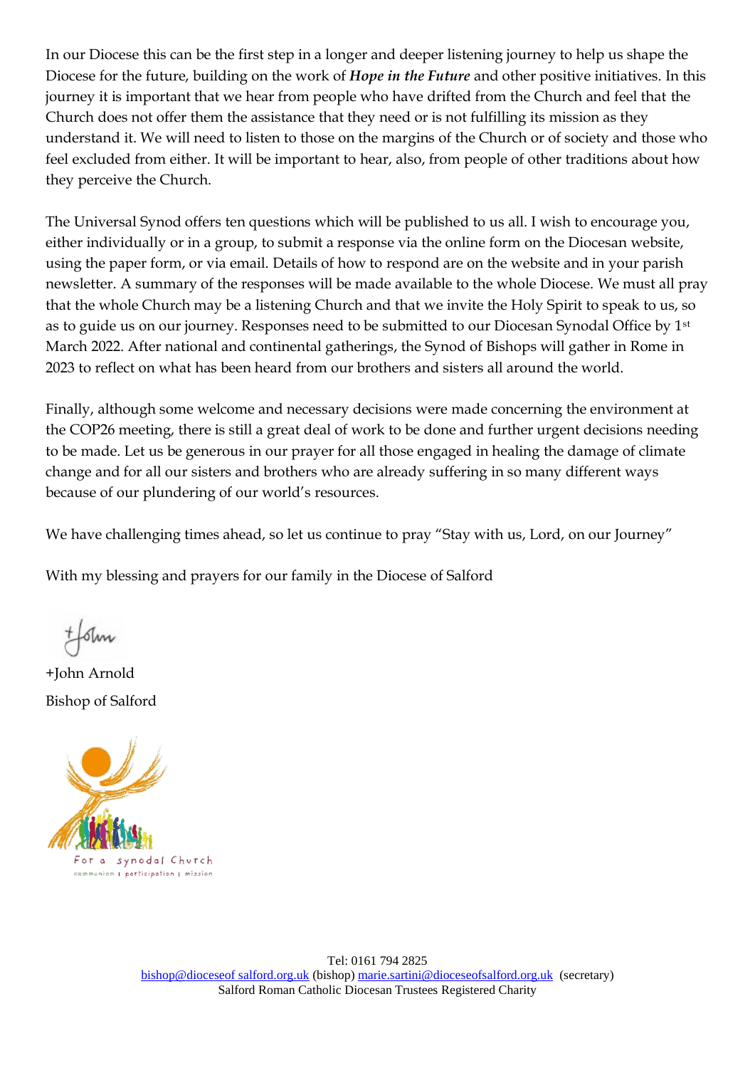In our Diocese this can be the first step in a longer and deeper listening journey to help us shape the Diocese for the future, building on the work of ***Hope in the Future*** and other positive initiatives. In this journey it is important that we hear from people who have drifted from the Church and feel that the Church does not offer them the assistance that they need or is not fulfilling its mission as they understand it. We will need to listen to those on the margins of the Church or of society and those who feel excluded from either. It will be important to hear, also, from people of other traditions about how they perceive the Church.

The Universal Synod offers ten questions which will be published to us all. I wish to encourage you, either individually or in a group, to submit a response via the online form on the Diocesan website, using the paper form, or via email. Details of how to respond are on the website and in your parish newsletter. A summary of the responses will be made available to the whole Diocese. We must all pray that the whole Church may be a listening Church and that we invite the Holy Spirit to speak to us, so as to guide us on our journey. Responses need to be submitted to our Diocesan Synodal Office by 1st March 2022. After national and continental gatherings, the Synod of Bishops will gather in Rome in 2023 to reflect on what has been heard from our brothers and sisters all around the world.

Finally, although some welcome and necessary decisions were made concerning the environment at the COP26 meeting, there is still a great deal of work to be done and further urgent decisions needing to be made. Let us be generous in our prayer for all those engaged in healing the damage of climate change and for all our sisters and brothers who are already suffering in so many different ways because of our plundering of our world's resources.

We have challenging times ahead, so let us continue to pray "Stay with us, Lord, on our Journey"

With my blessing and prayers for our family in the Diocese of Salford

+John

+John Arnold
Bishop of Salford

For a synodal Church
communion | participation | mission

Tel: 0161 794 2825
bishop@dioceseof salford.org.uk (bishop) marie.sartini@dioceseofsalford.org.uk (secretary)
Salford Roman Catholic Diocesan Trustees Registered Charity